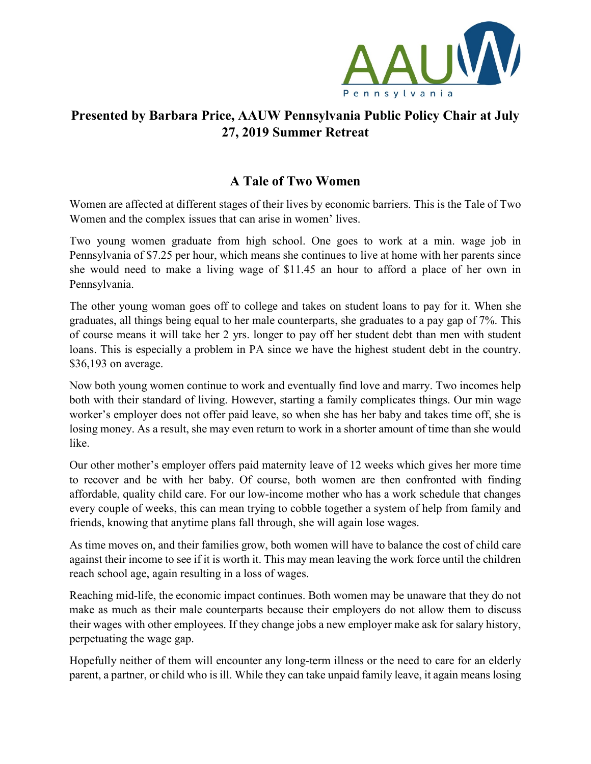AAUW Pennsylvania

**Presented by Barbara Price, AAUW Pennsylvania Public Policy Chair at July 27, 2019 Summer Retreat**

## A Tale of Two Women

Women are affected at different stages of their lives by economic barriers. This is the Tale of Two Women and the complex issues that can arise in women' lives.

Two young women graduate from high school. One goes to work at a min. wage job in Pennsylvania of $7.25 per hour, which means she continues to live at home with her parents since she would need to make a living wage of $11.45 an hour to afford a place of her own in Pennsylvania.

The other young woman goes off to college and takes on student loans to pay for it. When she graduates, all things being equal to her male counterparts, she graduates to a pay gap of 7%. This of course means it will take her 2 yrs. longer to pay off her student debt than men with student loans. This is especially a problem in PA since we have the highest student debt in the country. $36,193 on average.

Now both young women continue to work and eventually find love and marry. Two incomes help both with their standard of living. However, starting a family complicates things. Our min wage worker's employer does not offer paid leave, so when she has her baby and takes time off, she is losing money. As a result, she may even return to work in a shorter amount of time than she would like.

Our other mother's employer offers paid maternity leave of 12 weeks which gives her more time to recover and be with her baby. Of course, both women are then confronted with finding affordable, quality child care. For our low-income mother who has a work schedule that changes every couple of weeks, this can mean trying to cobble together a system of help from family and friends, knowing that anytime plans fall through, she will again lose wages.

As time moves on, and their families grow, both women will have to balance the cost of child care against their income to see if it is worth it. This may mean leaving the work force until the children reach school age, again resulting in a loss of wages.

Reaching mid-life, the economic impact continues. Both women may be unaware that they do not make as much as their male counterparts because their employers do not allow them to discuss their wages with other employees. If they change jobs a new employer make ask for salary history, perpetuating the wage gap.

Hopefully neither of them will encounter any long-term illness or the need to care for an elderly parent, a partner, or child who is ill. While they can take unpaid family leave, it again means losing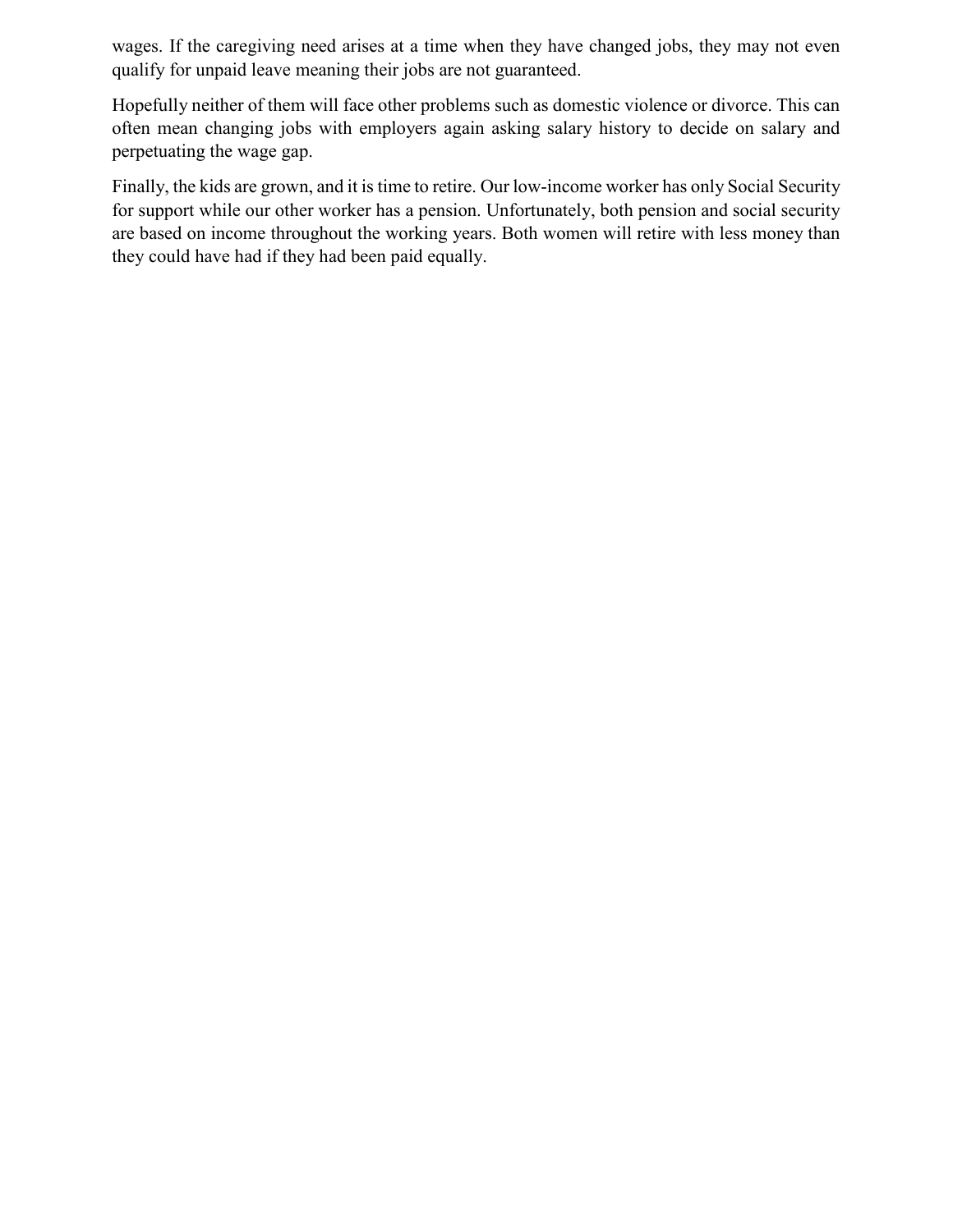wages. If the caregiving need arises at a time when they have changed jobs, they may not even qualify for unpaid leave meaning their jobs are not guaranteed.

Hopefully neither of them will face other problems such as domestic violence or divorce. This can often mean changing jobs with employers again asking salary history to decide on salary and perpetuating the wage gap.

Finally, the kids are grown, and it is time to retire. Our low-income worker has only Social Security for support while our other worker has a pension. Unfortunately, both pension and social security are based on income throughout the working years. Both women will retire with less money than they could have had if they had been paid equally.